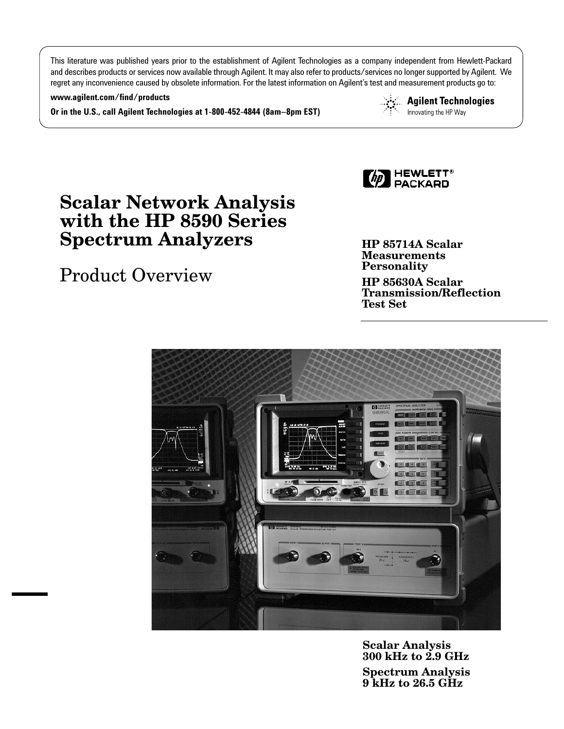This literature was published years prior to the establishment of Agilent Technologies as a company independent from Hewlett-Packard and describes products or services now available through Agilent. It may also refer to products/services no longer supported by Agilent. We regret any inconvenience caused by obsolete information. For the latest information on Agilent's test and measurement products go to:

**www.agilent.com/find/products**

**Or in the U.S., call Agilent Technologies at 1-800-452-4844 (8am–8pm EST)**

Agilent Technologies
Innovating the HP Way

HEWLETT® PACKARD

# Scalar Network Analysis with the HP 8590 Series Spectrum Analyzers

## Product Overview

**HP 85714A Scalar Measurements Personality**

**HP 85630A Scalar Transmission/Reflection Test Set**

**Scalar Analysis**
**300 kHz to 2.9 GHz**

**Spectrum Analysis**
**9 kHz to 26.5 GHz**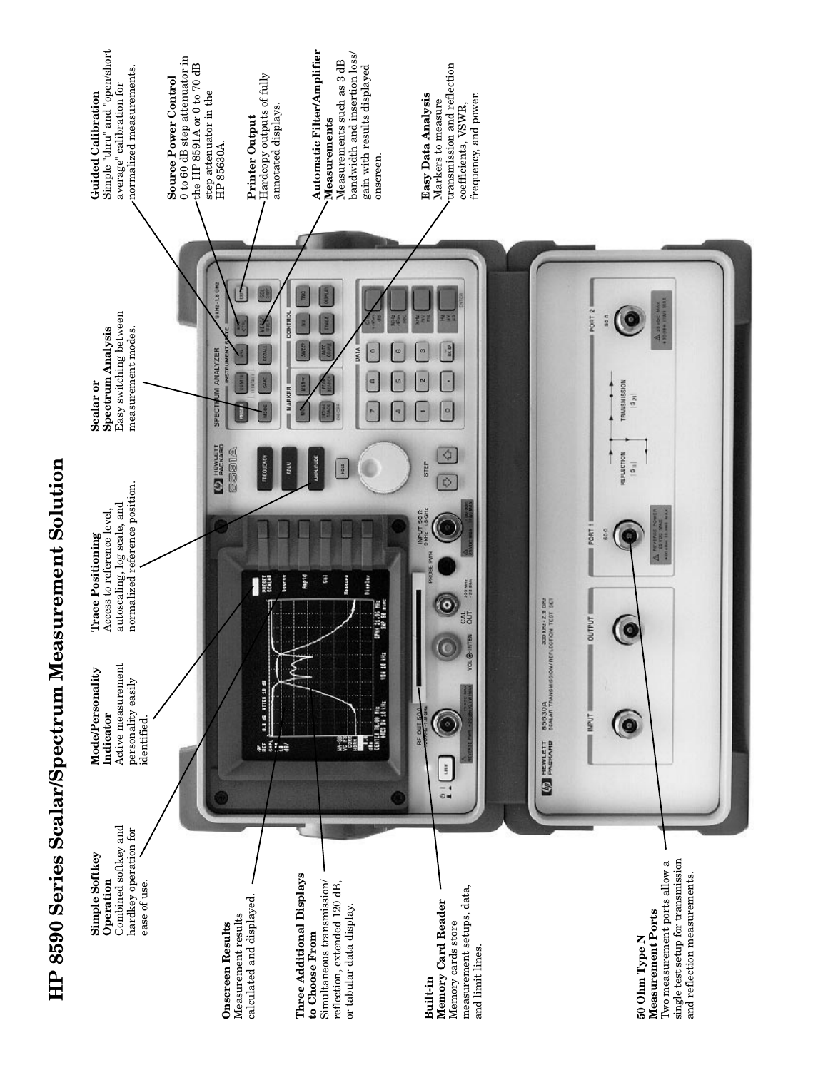# HP 8590 Series Scalar/Spectrum Measurement Solution

**Simple Softkey Operation**
Combined softkey and hardkey operation for ease of use.

**Mode/Personality Indicator**
Active measurement personality easily identified.

**Trace Positioning**
Access to reference level, autoscaling, log scale, and normalized reference position.

**Scalar or Spectrum Analysis**
Easy switching between measurement modes.

**Guided Calibration**
Simple "thru" and "open/short average" calibration for normalized measurements.

**Source Power Control**
0 to 60 dB step attenuator in the HP 8591A or 0 to 70 dB step attenuator in the HP 85630A.

**Printer Output**
Hardcopy outputs of fully annotated displays.

**Automatic Filter/Amplifier Measurements**
Measurements such as 3 dB bandwidth and insertion loss/gain with results displayed onscreen.

**Easy Data Analysis**
Markers to measure transmission and reflection coefficients, VSWR, frequency, and power.

**Onscreen Results**
Measurement results calculated and displayed.

**Three Additional Displays to Choose From**
Simultaneous transmission/reflection, extended 120 dB, or tabular data display.

**Built-in Memory Card Reader**
Memory cards store measurement setups, data, and limit lines.

**50 Ohm Type N Measurement Ports**
Two measurement ports allow a single test setup for transmission and reflection measurements.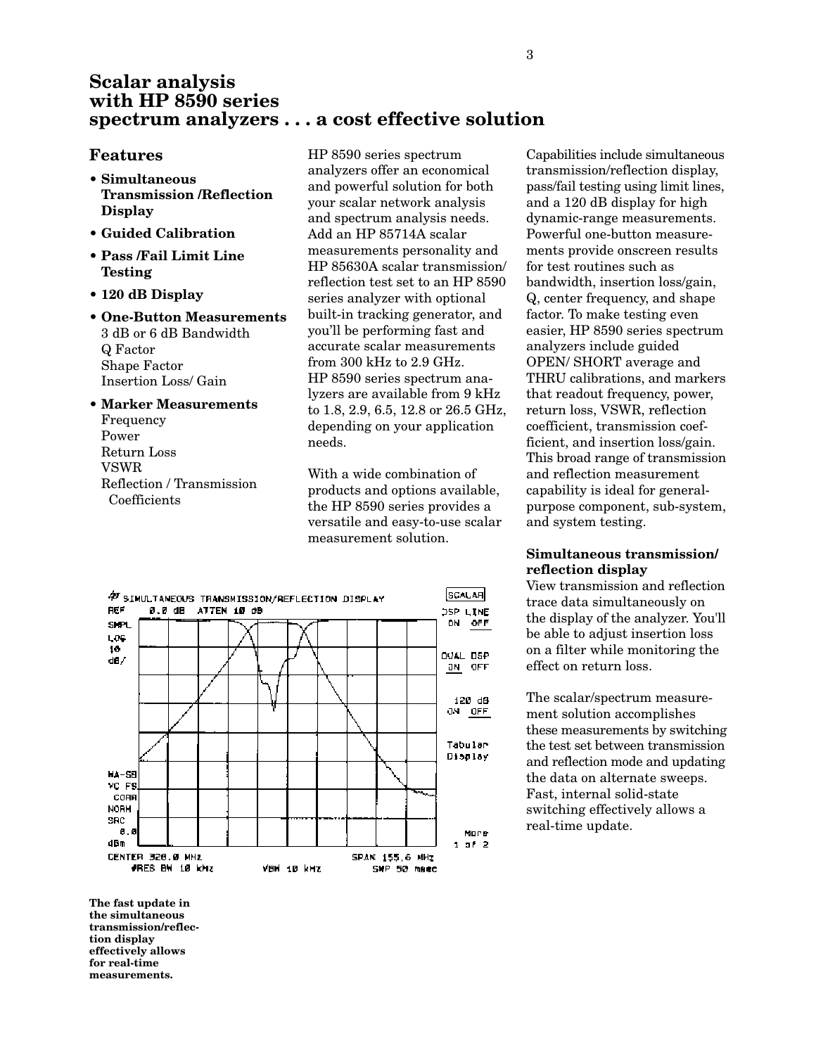# Scalar analysis with HP 8590 series spectrum analyzers . . . a cost effective solution

## Features

- **Simultaneous Transmission /Reflection Display**
- **Guided Calibration**
- **Pass /Fail Limit Line Testing**
- **120 dB Display**
- **One-Button Measurements**
  3 dB or 6 dB Bandwidth
  Q Factor
  Shape Factor
  Insertion Loss/ Gain
- **Marker Measurements**
  Frequency
  Power
  Return Loss
  VSWR
  Reflection / Transmission Coefficients

HP 8590 series spectrum analyzers offer an economical and powerful solution for both your scalar network analysis and spectrum analysis needs. Add an HP 85714A scalar measurements personality and HP 85630A scalar transmission/ reflection test set to an HP 8590 series analyzer with optional built-in tracking generator, and you'll be performing fast and accurate scalar measurements from 300 kHz to 2.9 GHz. HP 8590 series spectrum analyzers are available from 9 kHz to 1.8, 2.9, 6.5, 12.8 or 26.5 GHz, depending on your application needs.

With a wide combination of products and options available, the HP 8590 series provides a versatile and easy-to-use scalar measurement solution.

Capabilities include simultaneous transmission/reflection display, pass/fail testing using limit lines, and a 120 dB display for high dynamic-range measurements. Powerful one-button measurements provide onscreen results for test routines such as bandwidth, insertion loss/gain, Q, center frequency, and shape factor. To make testing even easier, HP 8590 series spectrum analyzers include guided OPEN/ SHORT average and THRU calibrations, and markers that readout frequency, power, return loss, VSWR, reflection coefficient, transmission coefficient, and insertion loss/gain. This broad range of transmission and reflection measurement capability is ideal for general-purpose component, sub-system, and system testing.

**The fast update in the simultaneous transmission/reflection display effectively allows for real-time measurements.**

### Simultaneous transmission/ reflection display

View transmission and reflection trace data simultaneously on the display of the analyzer. You'll be able to adjust insertion loss on a filter while monitoring the effect on return loss.

The scalar/spectrum measurement solution accomplishes these measurements by switching the test set between transmission and reflection mode and updating the data on alternate sweeps. Fast, internal solid-state switching effectively allows a real-time update.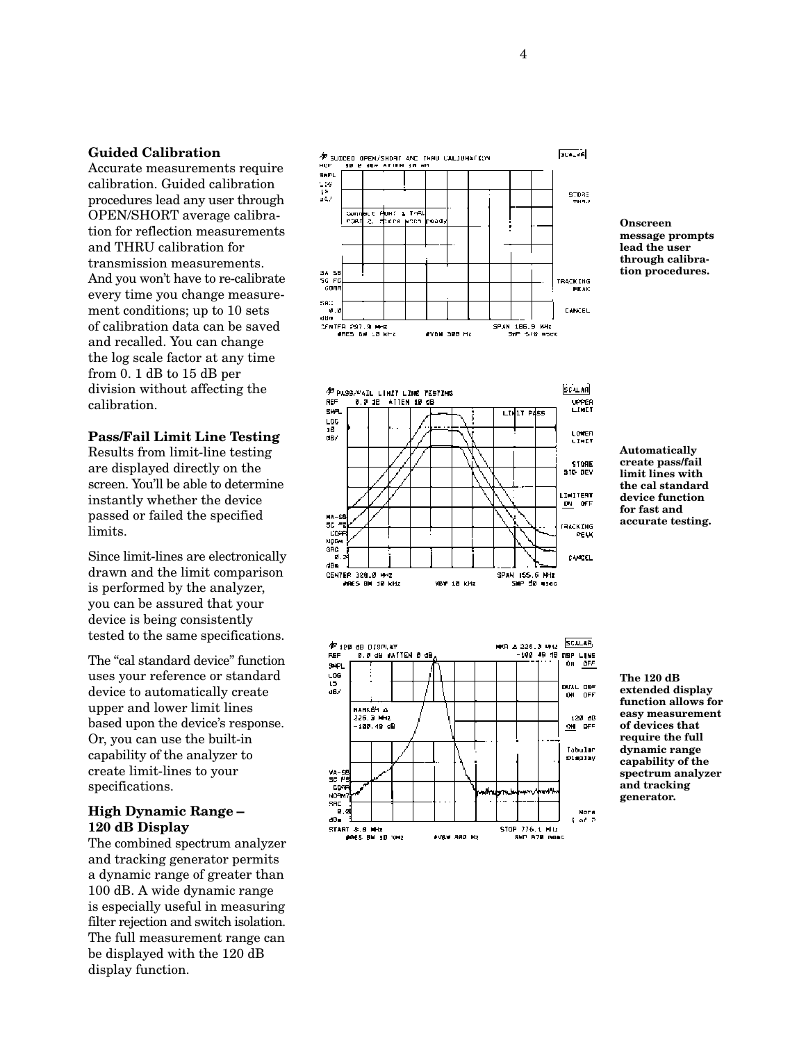### Guided Calibration

Accurate measurements require calibration. Guided calibration procedures lead any user through OPEN/SHORT average calibration for reflection measurements and THRU calibration for transmission measurements. And you won't have to re-calibrate every time you change measurement conditions; up to 10 sets of calibration data can be saved and recalled. You can change the log scale factor at any time from 0. 1 dB to 15 dB per division without affecting the calibration.

### Pass/Fail Limit Line Testing

Results from limit-line testing are displayed directly on the screen. You'll be able to determine instantly whether the device passed or failed the specified limits.

Since limit-lines are electronically drawn and the limit comparison is performed by the analyzer, you can be assured that your device is being consistently tested to the same specifications.

The "cal standard device" function uses your reference or standard device to automatically create upper and lower limit lines based upon the device's response. Or, you can use the built-in capability of the analyzer to create limit-lines to your specifications.

### High Dynamic Range – 120 dB Display

The combined spectrum analyzer and tracking generator permits a dynamic range of greater than 100 dB. A wide dynamic range is especially useful in measuring filter rejection and switch isolation. The full measurement range can be displayed with the 120 dB display function.

**Onscreen message prompts lead the user through calibration procedures.**

**Automatically create pass/fail limit lines with the cal standard device function for fast and accurate testing.**

**The 120 dB extended display function allows for easy measurement of devices that require the full dynamic range capability of the spectrum analyzer and tracking generator.**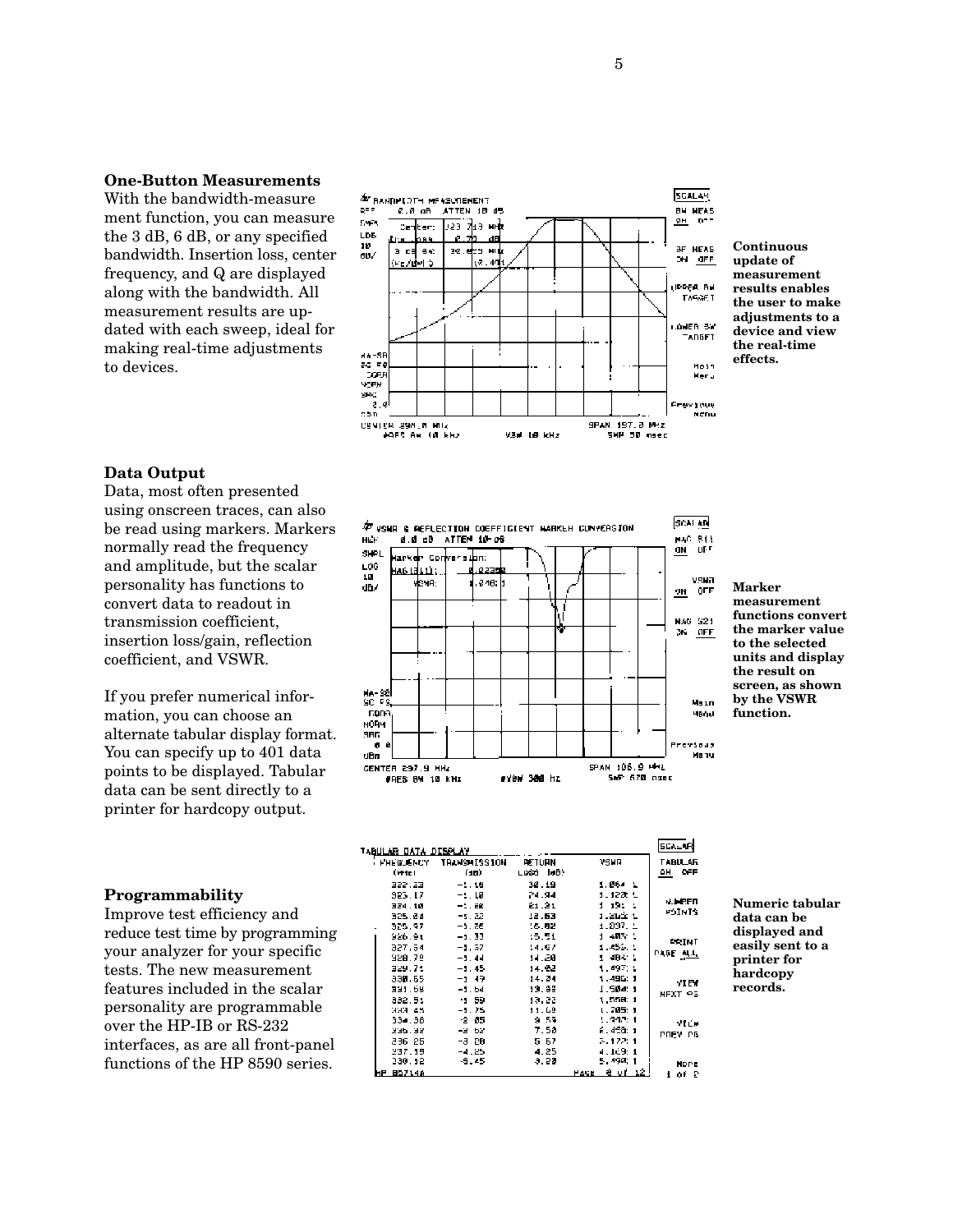### One-Button Measurements

With the bandwidth-measurement function, you can measure the 3 dB, 6 dB, or any specified bandwidth. Insertion loss, center frequency, and Q are displayed along with the bandwidth. All measurement results are updated with each sweep, ideal for making real-time adjustments to devices.

**Continuous update of measurement results enables the user to make adjustments to a device and view the real-time effects.**

### Data Output

Data, most often presented using onscreen traces, can also be read using markers. Markers normally read the frequency and amplitude, but the scalar personality has functions to convert data to readout in transmission coefficient, insertion loss/gain, reflection coefficient, and VSWR.

If you prefer numerical information, you can choose an alternate tabular display format. You can specify up to 401 data points to be displayed. Tabular data can be sent directly to a printer for hardcopy output.

**Marker measurement functions convert the marker value to the selected units and display the result on screen, as shown by the VSWR function.**

### Programmability

Improve test efficiency and reduce test time by programming your analyzer for your specific tests. The new measurement features included in the scalar personality are programmable over the HP-IB or RS-232 interfaces, as are all front-panel functions of the HP 8590 series.

**Numeric tabular data can be displayed and easily sent to a printer for hardcopy records.**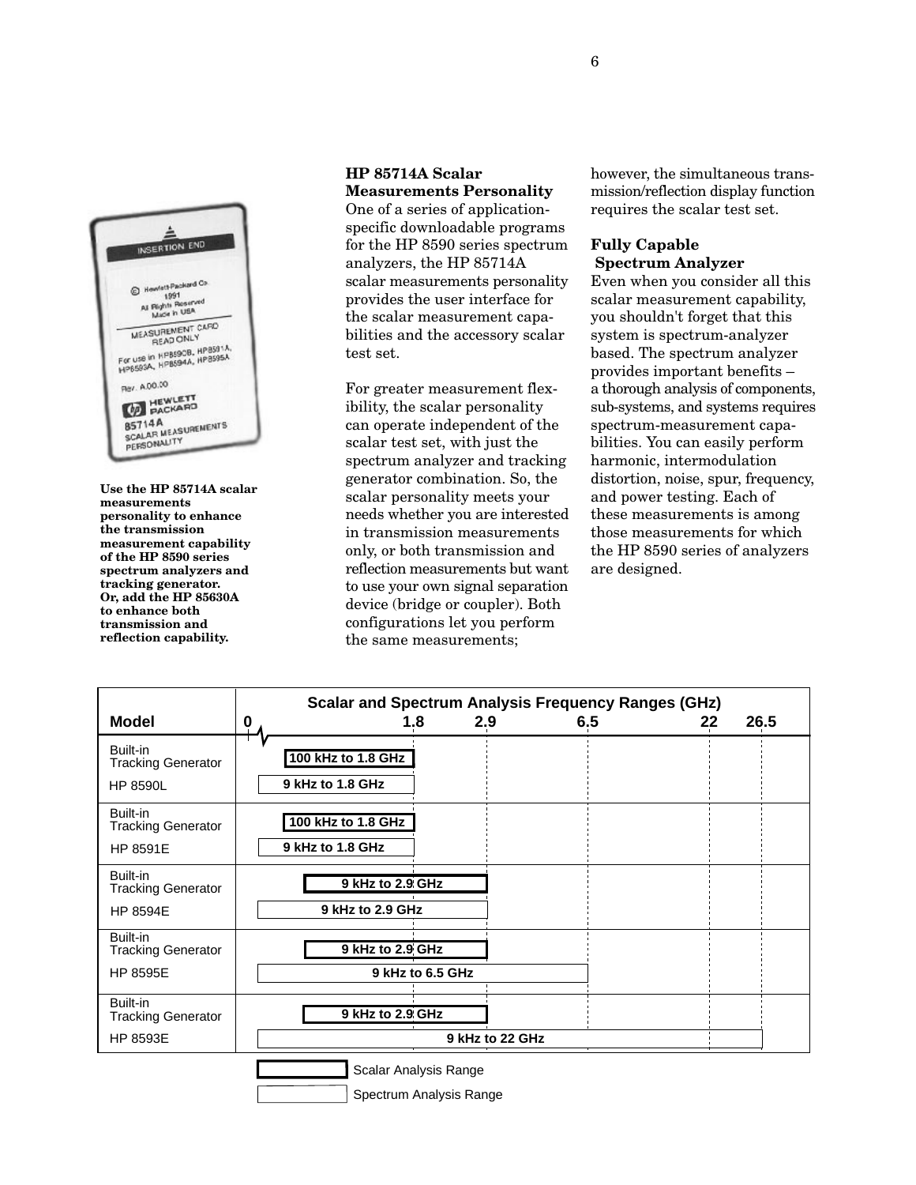Use the HP 85714A scalar measurements personality to enhance the transmission measurement capability of the HP 8590 series spectrum analyzers and tracking generator. Or, add the HP 85630A to enhance both transmission and reflection capability.

### HP 85714A Scalar Measurements Personality

One of a series of application-specific downloadable programs for the HP 8590 series spectrum analyzers, the HP 85714A scalar measurements personality provides the user interface for the scalar measurement capabilities and the accessory scalar test set.

For greater measurement flexibility, the scalar personality can operate independent of the scalar test set, with just the spectrum analyzer and tracking generator combination. So, the scalar personality meets your needs whether you are interested in transmission measurements only, or both transmission and reflection measurements but want to use your own signal separation device (bridge or coupler). Both configurations let you perform the same measurements; however, the simultaneous transmission/reflection display function requires the scalar test set.

### Fully Capable Spectrum Analyzer

Even when you consider all this scalar measurement capability, you shouldn't forget that this system is spectrum-analyzer based. The spectrum analyzer provides important benefits – a thorough analysis of components, sub-systems, and systems requires spectrum-measurement capabilities. You can easily perform harmonic, intermodulation distortion, noise, spur, frequency, and power testing. Each of these measurements is among those measurements for which the HP 8590 series of analyzers are designed.

**Scalar and Spectrum Analysis Frequency Ranges (GHz)**

| Model | Scalar Analysis Range (Built-in Tracking Generator) | Spectrum Analysis Range |
|---|---|---|
| HP 8590L | 100 kHz to 1.8 GHz | 9 kHz to 1.8 GHz |
| HP 8591E | 100 kHz to 1.8 GHz | 9 kHz to 1.8 GHz |
| HP 8594E | 9 kHz to 2.9 GHz | 9 kHz to 2.9 GHz |
| HP 8595E | 9 kHz to 2.9 GHz | 9 kHz to 6.5 GHz |
| HP 8593E | 9 kHz to 2.9 GHz | 9 kHz to 22 GHz |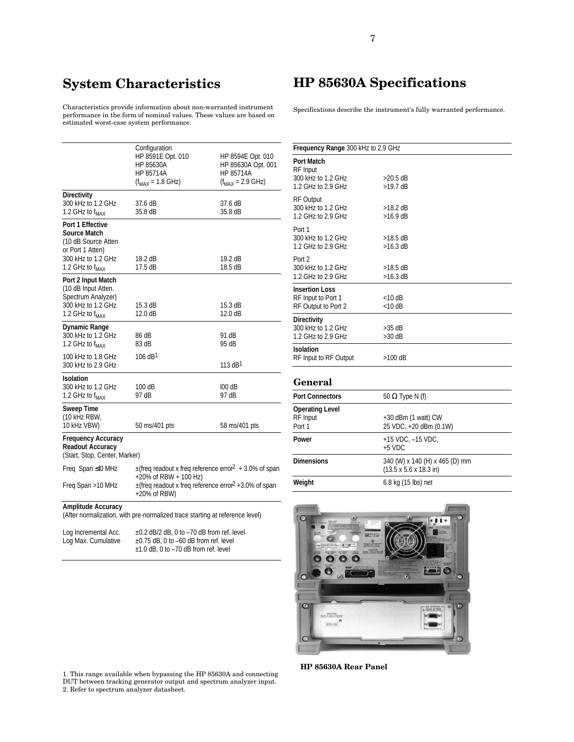## System Characteristics

Characteristics provide information about non-warranted instrument performance in the form of nominal values. These values are based on estimated worst-case system performance.

| | Configuration HP 8591E Opt. 010 HP 85630A HP 85714A ($f_{MAX}$ = 1.8 GHz) | HP 8594E Opt. 010 HP 85630A Opt. 001 HP 85714A ($f_{MAX}$ = 2.9 GHz) |
|---|---|---|
| **Directivity** | | |
| 300 kHz to 1.2 GHz | 37.6 dB | 37.6 dB |
| 1.2 GHz to $f_{MAX}$ | 35.8 dB | 35.8 dB |
| **Port 1 Effective Source Match** (10 dB Source Atten or Port 1 Atten) | | |
| 300 kHz to 1.2 GHz | 18.2 dB | 19.2 dB |
| 1.2 GHz to $f_{MAX}$ | 17.5 dB | 18.5 dB |
| **Port 2 Input Match** (10 dB Input Atten. Spectrum Analyzer) | | |
| 300 kHz to 1.2 GHz | 15.3 dB | 15.3 dB |
| 1.2 GHz to $f_{MAX}$ | 12.0 dB | 12.0 dB |
| **Dynamic Range** | | |
| 300 kHz to 1.2 GHz | 86 dB | 91 dB |
| 1.2 GHz to $f_{MAX}$ | 83 dB | 95 dB |
| 100 kHz to 1.8 GHz | 106 dB[1] | |
| 300 kHz to 2.9 GHz | | 113 dB[1] |
| **Isolation** | | |
| 300 kHz to 1.2 GHz | 100 dB | l00 dB |
| 1.2 GHz to $f_{MAX}$ | 97 dB | 97 dB |
| **Sweep Time** (10 kHz RBW, 10 kHz VBW) | 50 ms/401 pts | 58 ms/401 pts |

**Frequency Accuracy**
**Readout Accuracy**
(Start, Stop, Center, Marker)

| | |
|---|---|
| Freq Span ≤10 MHz | ±(freq readout x freq reference error[2] + 3.0% of span +20% of RBW + 100 Hz) |
| Freq Span >10 MHz | ±(freq readout x freq reference error[2] +3.0% of span +20% of RBW) |

**Amplitude Accuracy**
(After normalization, with pre-normalized trace starting at reference level)

| | |
|---|---|
| Log Incremental Acc. | ±0.2 dB/2 dB, 0 to –70 dB from ref. level |
| Log Max. Cumulative | ±0.75 dB, 0 to –60 dB from ref. level<br>±1.0 dB, 0 to –70 dB from ref. level |

1. This range available when bypassing the HP 85630A and connecting DUT between tracking generator output and spectrum analyzer input.
2. Refer to spectrum analyzer datasheet.

## HP 85630A Specifications

Specifications describe the instrument's fully warranted performance.

| **Frequency Range** 300 kHz to 2.9 GHz | |
|---|---|
| **Port Match** | |
| RF Input | |
| 300 kHz to 1.2 GHz | >20.5 dB |
| 1.2 GHz to 2.9 GHz | >19.7 dB |
| RF Output | |
| 300 kHz to 1.2 GHz | >18.2 dB |
| 1.2 GHz to 2.9 GHz | >16.9 dB |
| Port 1 | |
| 300 kHz to 1.2 GHz | >18.5 dB |
| 1.2 GHz to 2.9 GHz | >16.3 dB |
| Port 2 | |
| 300 kHz to 1.2 GHz | >18.5 dB |
| 1.2 GHz to 2.9 GHz | >16.3 dB |
| **Insertion Loss** | |
| RF Input to Port 1 | <10 dB |
| RF Output to Port 2 | <10 dB |
| **Directivity** | |
| 300 kHz to 1.2 GHz | >35 dB |
| 1.2 GHz to 2.9 GHz | >30 dB |
| **Isolation** | |
| RF Input to RF Output | >100 dB |

### General

| | |
|---|---|
| **Port Connectors** | 50 Ω Type N (f) |
| **Operating Level** | |
| RF Input | +30 dBm (1 watt) CW |
| Port 1 | 25 VDC, +20 dBm (0.1W) |
| **Power** | +15 VDC, –15 VDC, +5 VDC |
| **Dimensions** | 340 (W) x 140 (H) x 465 (D) mm (13.5 x 5.6 x 18.3 in) |
| **Weight** | 6.8 kg (15 lbs) net |

**HP 85630A Rear Panel**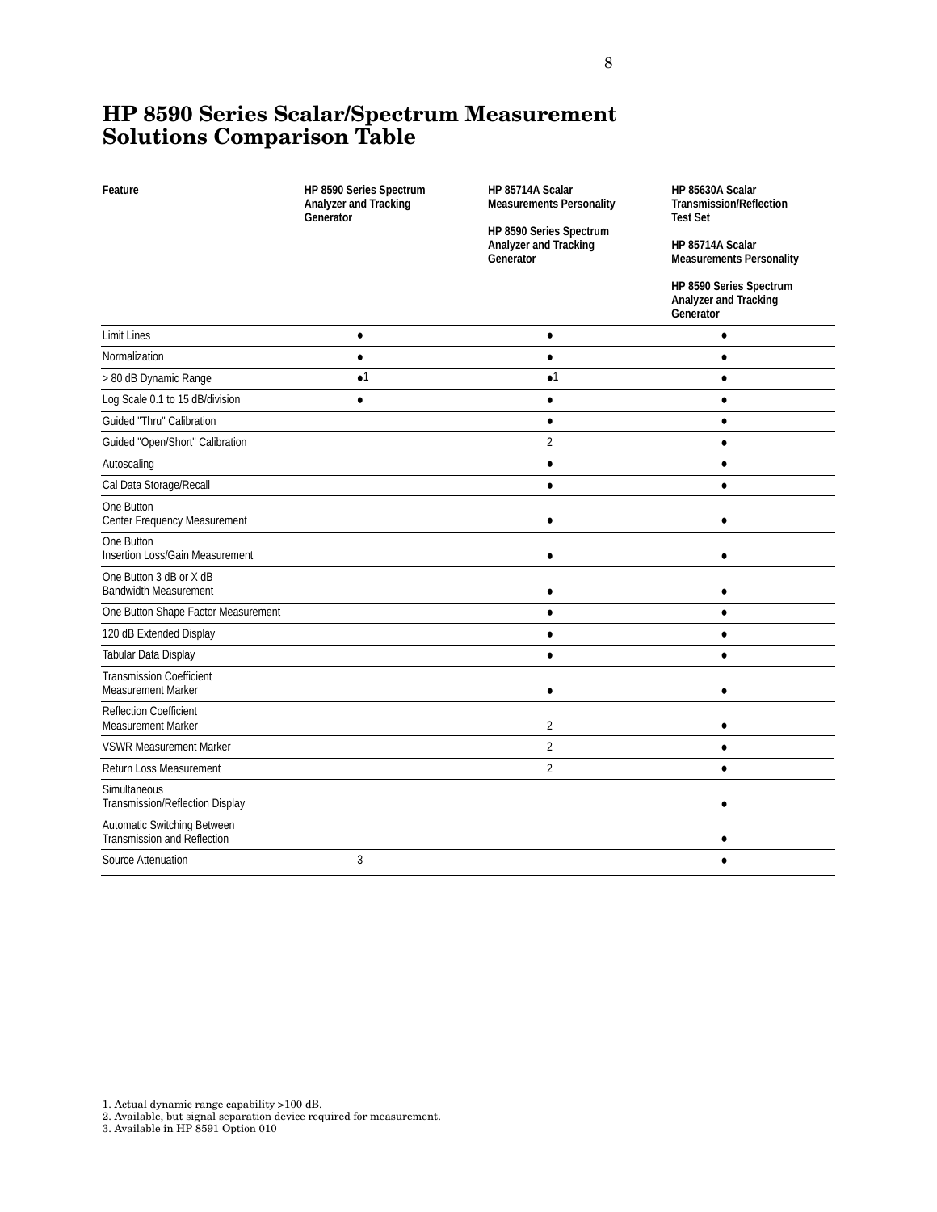# HP 8590 Series Scalar/Spectrum Measurement Solutions Comparison Table

| Feature | HP 8590 Series Spectrum Analyzer and Tracking Generator | HP 85714A Scalar Measurements Personality<br><br>HP 8590 Series Spectrum Analyzer and Tracking Generator | HP 85630A Scalar Transmission/Reflection Test Set<br><br>HP 85714A Scalar Measurements Personality<br><br>HP 8590 Series Spectrum Analyzer and Tracking Generator |
|---|---|---|---|
| Limit Lines | • | • | • |
| Normalization | • | • | • |
| > 80 dB Dynamic Range | •1 | •1 | • |
| Log Scale 0.1 to 15 dB/division | • | • | • |
| Guided "Thru" Calibration | | • | • |
| Guided "Open/Short" Calibration | | 2 | • |
| Autoscaling | | • | • |
| Cal Data Storage/Recall | | • | • |
| One Button Center Frequency Measurement | | • | • |
| One Button Insertion Loss/Gain Measurement | | • | • |
| One Button 3 dB or X dB Bandwidth Measurement | | • | • |
| One Button Shape Factor Measurement | | • | • |
| 120 dB Extended Display | | • | • |
| Tabular Data Display | | • | • |
| Transmission Coefficient Measurement Marker | | • | • |
| Reflection Coefficient Measurement Marker | | 2 | • |
| VSWR Measurement Marker | | 2 | • |
| Return Loss Measurement | | 2 | • |
| Simultaneous Transmission/Reflection Display | | | • |
| Automatic Switching Between Transmission and Reflection | | | • |
| Source Attenuation | 3 | | • |

1. Actual dynamic range capability >100 dB.
2. Available, but signal separation device required for measurement.
3. Available in HP 8591 Option 010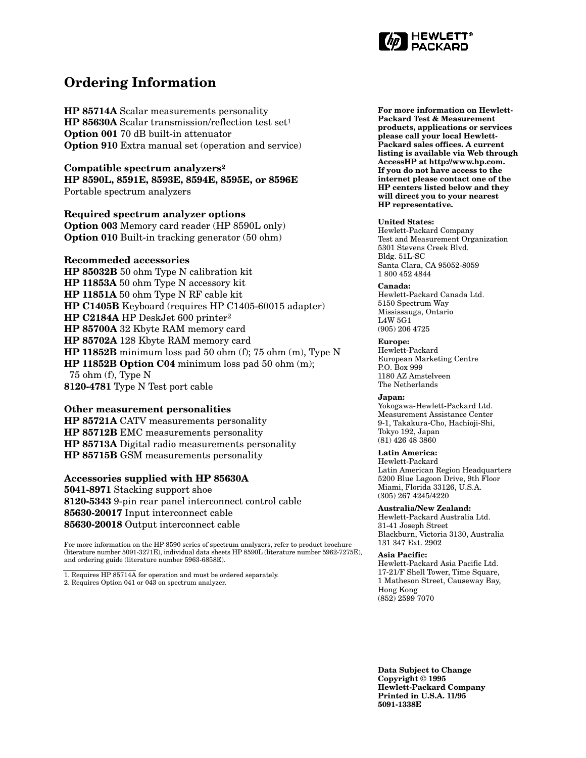# Ordering Information

**HP 85714A** Scalar measurements personality
**HP 85630A** Scalar transmission/reflection test set[1]
**Option 001** 70 dB built-in attenuator
**Option 910** Extra manual set (operation and service)

**Compatible spectrum analyzers[2]**
**HP 8590L, 8591E, 8593E, 8594E, 8595E, or 8596E**
Portable spectrum analyzers

**Required spectrum analyzer options**
**Option 003** Memory card reader (HP 8590L only)
**Option 010** Built-in tracking generator (50 ohm)

**Recommeded accessories**
**HP 85032B** 50 ohm Type N calibration kit
**HP 11853A** 50 ohm Type N accessory kit
**HP 11851A** 50 ohm Type N RF cable kit
**HP C1405B** Keyboard (requires HP C1405-60015 adapter)
**HP C2184A** HP DeskJet 600 printer[2]
**HP 85700A** 32 Kbyte RAM memory card
**HP 85702A** 128 Kbyte RAM memory card
**HP 11852B** minimum loss pad 50 ohm (f); 75 ohm (m), Type N
**HP 11852B Option C04** minimum loss pad 50 ohm (m); 75 ohm (f), Type N
**8120-4781** Type N Test port cable

**Other measurement personalities**
**HP 85721A** CATV measurements personality
**HP 85712B** EMC measurements personality
**HP 85713A** Digital radio measurements personality
**HP 85715B** GSM measurements personality

**Accessories supplied with HP 85630A**
**5041-8971** Stacking support shoe
**8120-5343** 9-pin rear panel interconnect control cable
**85630-20017** Input interconnect cable
**85630-20018** Output interconnect cable

For more information on the HP 8590 series of spectrum analyzers, refer to product brochure (literature number 5091-3271E), individual data sheets HP 8590L (literature number 5962-7275E), and ordering guide (literature number 5963-6858E).

1. Requires HP 85714A for operation and must be ordered separately.
2. Requires Option 041 or 043 on spectrum analyzer.

**For more information on Hewlett-Packard Test & Measurement products, applications or services please call your local Hewlett-Packard sales offices. A current listing is available via Web through AccessHP at http://www.hp.com. If you do not have access to the internet please contact one of the HP centers listed below and they will direct you to your nearest HP representative.**

**United States:**
Hewlett-Packard Company
Test and Measurement Organization
5301 Stevens Creek Blvd.
Bldg. 51L-SC
Santa Clara, CA 95052-8059
1 800 452 4844

**Canada:**
Hewlett-Packard Canada Ltd.
5150 Spectrum Way
Mississauga, Ontario
L4W 5G1
(905) 206 4725

**Europe:**
Hewlett-Packard
European Marketing Centre
P.O. Box 999
1180 AZ Amstelveen
The Netherlands

**Japan:**
Yokogawa-Hewlett-Packard Ltd.
Measurement Assistance Center
9-1, Takakura-Cho, Hachioji-Shi,
Tokyo 192, Japan
(81) 426 48 3860

**Latin America:**
Hewlett-Packard
Latin American Region Headquarters
5200 Blue Lagoon Drive, 9th Floor
Miami, Florida 33126, U.S.A.
(305) 267 4245/4220

**Australia/New Zealand:**
Hewlett-Packard Australia Ltd.
31-41 Joseph Street
Blackburn, Victoria 3130, Australia
131 347 Ext. 2902

**Asia Pacific:**
Hewlett-Packard Asia Pacific Ltd.
17-21/F Shell Tower, Time Square,
1 Matheson Street, Causeway Bay,
Hong Kong
(852) 2599 7070

**Data Subject to Change**
**Copyright © 1995**
**Hewlett-Packard Company**
**Printed in U.S.A. 11/95**
**5091-1338E**